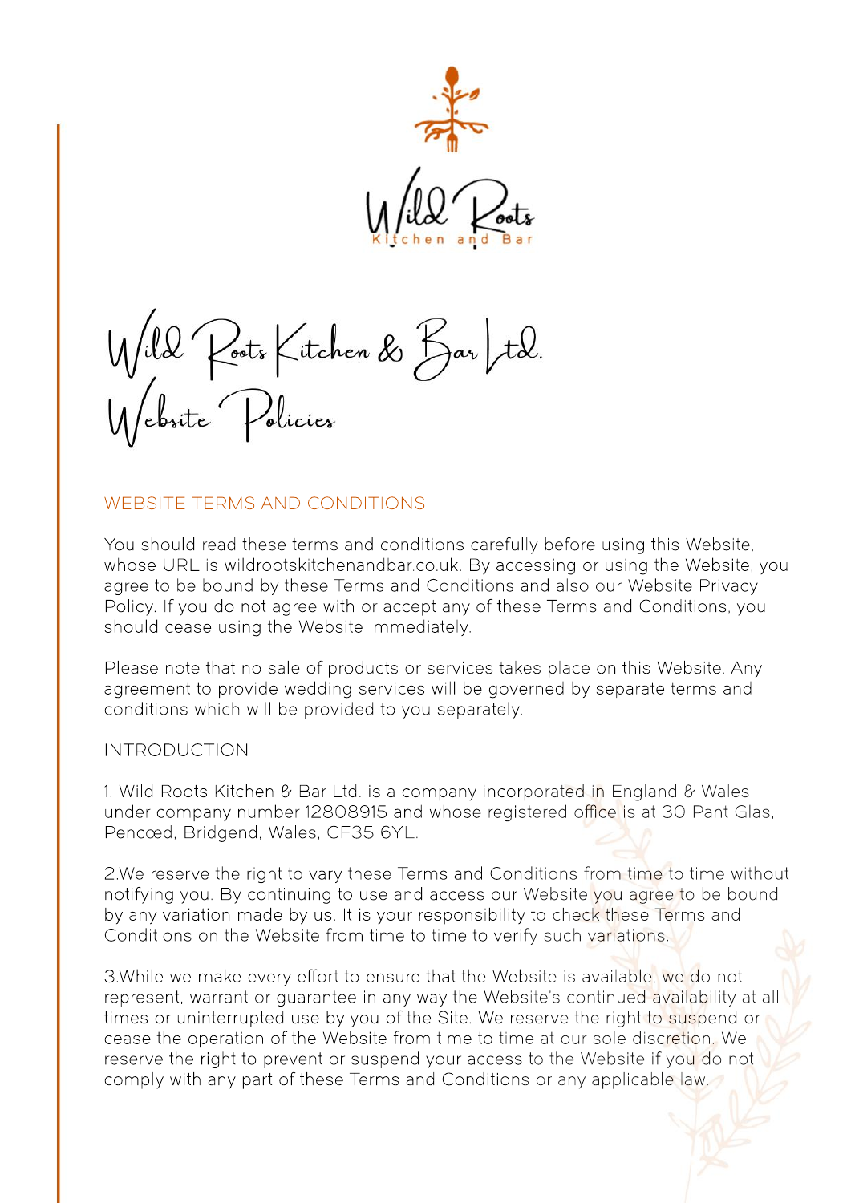Wild Roots Kitchen and Bar

# Wild Roots Kitchen & Bar Ltd. Website Policies

## WEBSITE TERMS AND CONDITIONS

You should read these terms and conditions carefully before using this Website, whose URL is wildrootskitchenandbar.co.uk. By accessing or using the Website, you agree to be bound by these Terms and Conditions and also our Website Privacy Policy. If you do not agree with or accept any of these Terms and Conditions, you should cease using the Website immediately.

Please note that no sale of products or services takes place on this Website. Any agreement to provide wedding services will be governed by separate terms and conditions which will be provided to you separately.

### INTRODUCTION

1. Wild Roots Kitchen & Bar Ltd. is a company incorporated in England & Wales under company number 12808915 and whose registered office is at 30 Pant Glas, Pencœd, Bridgend, Wales, CF35 6YL.

2.We reserve the right to vary these Terms and Conditions from time to time without notifying you. By continuing to use and access our Website you agree to be bound by any variation made by us. It is your responsibility to check these Terms and Conditions on the Website from time to time to verify such variations.

3.While we make every effort to ensure that the Website is available, we do not represent, warrant or guarantee in any way the Website's continued availability at all times or uninterrupted use by you of the Site. We reserve the right to suspend or cease the operation of the Website from time to time at our sole discretion. We reserve the right to prevent or suspend your access to the Website if you do not comply with any part of these Terms and Conditions or any applicable law.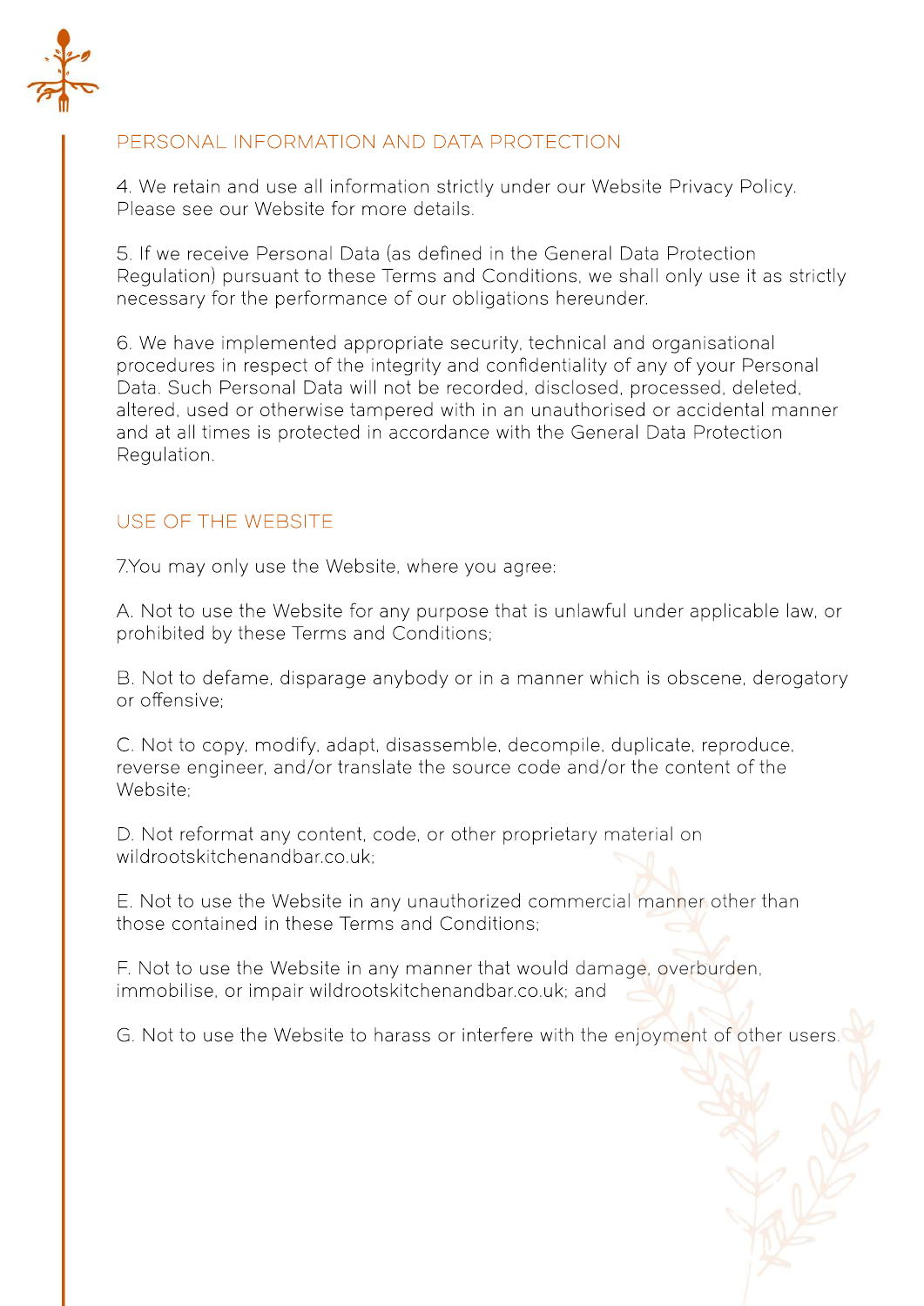## PERSONAL INFORMATION AND DATA PROTECTION

4. We retain and use all information strictly under our Website Privacy Policy. Please see our Website for more details.

5. If we receive Personal Data (as defined in the General Data Protection Regulation) pursuant to these Terms and Conditions, we shall only use it as strictly necessary for the performance of our obligations hereunder.

6. We have implemented appropriate security, technical and organisational procedures in respect of the integrity and confidentiality of any of your Personal Data. Such Personal Data will not be recorded, disclosed, processed, deleted, altered, used or otherwise tampered with in an unauthorised or accidental manner and at all times is protected in accordance with the General Data Protection Regulation.

## USE OF THE WEBSITE

7.You may only use the Website, where you agree:

A. Not to use the Website for any purpose that is unlawful under applicable law, or prohibited by these Terms and Conditions;

B. Not to defame, disparage anybody or in a manner which is obscene, derogatory or offensive;

C. Not to copy, modify, adapt, disassemble, decompile, duplicate, reproduce, reverse engineer, and/or translate the source code and/or the content of the Website;

D. Not reformat any content, code, or other proprietary material on wildrootskitchenandbar.co.uk;

E. Not to use the Website in any unauthorized commercial manner other than those contained in these Terms and Conditions;

F. Not to use the Website in any manner that would damage, overburden, immobilise, or impair wildrootskitchenandbar.co.uk; and

G. Not to use the Website to harass or interfere with the enjoyment of other users.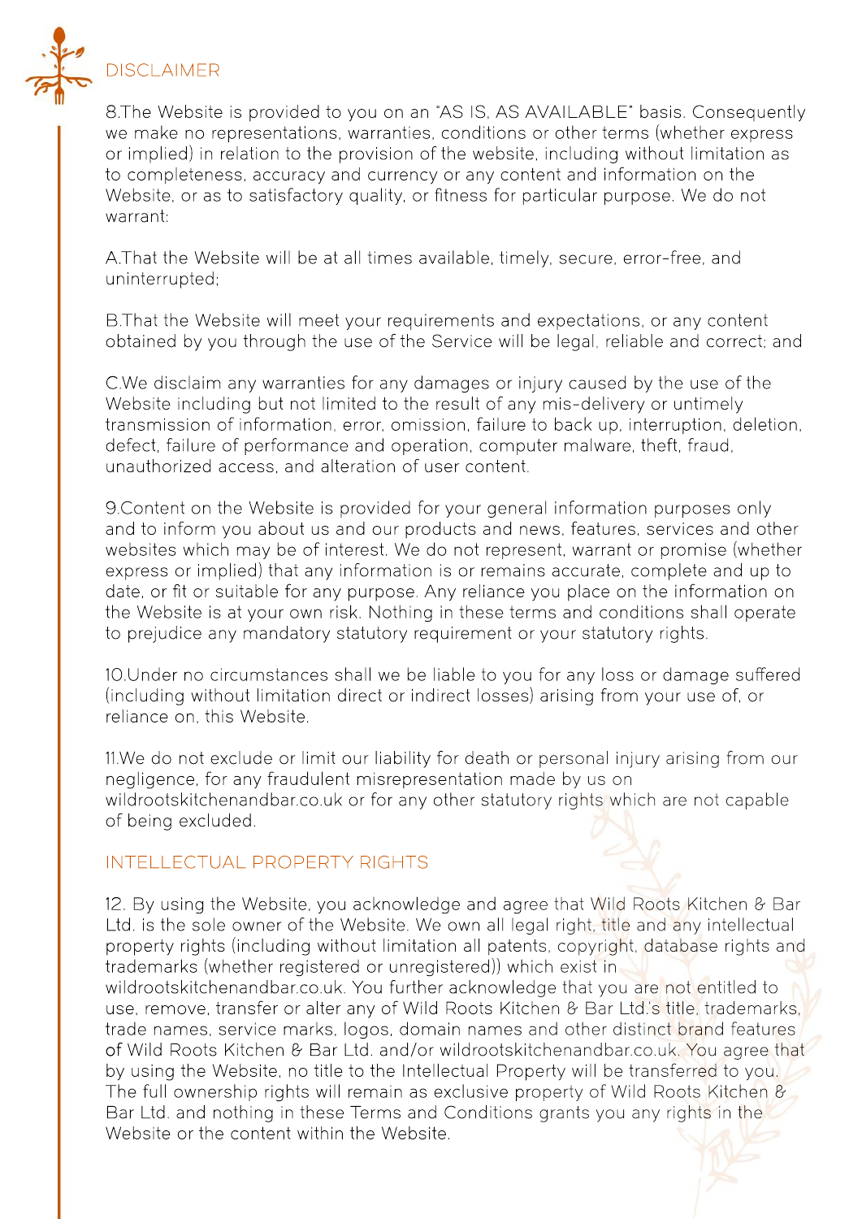## DISCLAIMER

8.The Website is provided to you on an "AS IS, AS AVAILABLE" basis. Consequently we make no representations, warranties, conditions or other terms (whether express or implied) in relation to the provision of the website, including without limitation as to completeness, accuracy and currency or any content and information on the Website, or as to satisfactory quality, or fitness for particular purpose. We do not warrant:

A.That the Website will be at all times available, timely, secure, error-free, and uninterrupted;

B.That the Website will meet your requirements and expectations, or any content obtained by you through the use of the Service will be legal, reliable and correct; and

C.We disclaim any warranties for any damages or injury caused by the use of the Website including but not limited to the result of any mis-delivery or untimely transmission of information, error, omission, failure to back up, interruption, deletion, defect, failure of performance and operation, computer malware, theft, fraud, unauthorized access, and alteration of user content.

9.Content on the Website is provided for your general information purposes only and to inform you about us and our products and news, features, services and other websites which may be of interest. We do not represent, warrant or promise (whether express or implied) that any information is or remains accurate, complete and up to date, or fit or suitable for any purpose. Any reliance you place on the information on the Website is at your own risk. Nothing in these terms and conditions shall operate to prejudice any mandatory statutory requirement or your statutory rights.

10.Under no circumstances shall we be liable to you for any loss or damage suffered (including without limitation direct or indirect losses) arising from your use of, or reliance on, this Website.

11.We do not exclude or limit our liability for death or personal injury arising from our negligence, for any fraudulent misrepresentation made by us on wildrootskitchenandbar.co.uk or for any other statutory rights which are not capable of being excluded.

## INTELLECTUAL PROPERTY RIGHTS

12. By using the Website, you acknowledge and agree that Wild Roots Kitchen & Bar Ltd. is the sole owner of the Website. We own all legal right, title and any intellectual property rights (including without limitation all patents, copyright, database rights and trademarks (whether registered or unregistered)) which exist in wildrootskitchenandbar.co.uk. You further acknowledge that you are not entitled to use, remove, transfer or alter any of Wild Roots Kitchen & Bar Ltd.'s title, trademarks, trade names, service marks, logos, domain names and other distinct brand features of Wild Roots Kitchen & Bar Ltd. and/or wildrootskitchenandbar.co.uk. You agree that by using the Website, no title to the Intellectual Property will be transferred to you. The full ownership rights will remain as exclusive property of Wild Roots Kitchen & Bar Ltd. and nothing in these Terms and Conditions grants you any rights in the Website or the content within the Website.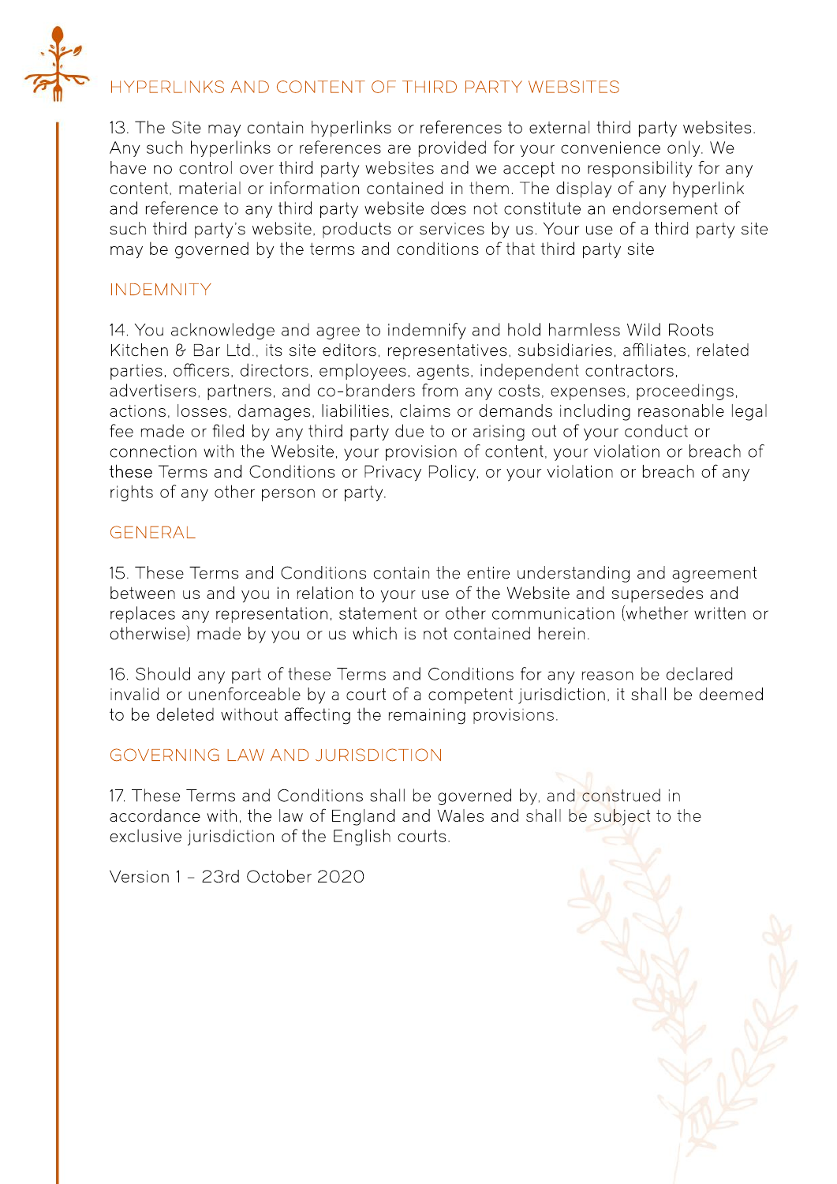## HYPERLINKS AND CONTENT OF THIRD PARTY WEBSITES

13. The Site may contain hyperlinks or references to external third party websites. Any such hyperlinks or references are provided for your convenience only. We have no control over third party websites and we accept no responsibility for any content, material or information contained in them. The display of any hyperlink and reference to any third party website dœs not constitute an endorsement of such third party's website, products or services by us. Your use of a third party site may be governed by the terms and conditions of that third party site

## INDEMNITY

14. You acknowledge and agree to indemnify and hold harmless Wild Roots Kitchen & Bar Ltd., its site editors, representatives, subsidiaries, affiliates, related parties, officers, directors, employees, agents, independent contractors, advertisers, partners, and co-branders from any costs, expenses, proceedings, actions, losses, damages, liabilities, claims or demands including reasonable legal fee made or filed by any third party due to or arising out of your conduct or connection with the Website, your provision of content, your violation or breach of these Terms and Conditions or Privacy Policy, or your violation or breach of any rights of any other person or party.

## GENERAL

15. These Terms and Conditions contain the entire understanding and agreement between us and you in relation to your use of the Website and supersedes and replaces any representation, statement or other communication (whether written or otherwise) made by you or us which is not contained herein.

16. Should any part of these Terms and Conditions for any reason be declared invalid or unenforceable by a court of a competent jurisdiction, it shall be deemed to be deleted without affecting the remaining provisions.

## GOVERNING LAW AND JURISDICTION

17. These Terms and Conditions shall be governed by, and construed in accordance with, the law of England and Wales and shall be subject to the exclusive jurisdiction of the English courts.

Version 1 – 23rd October 2020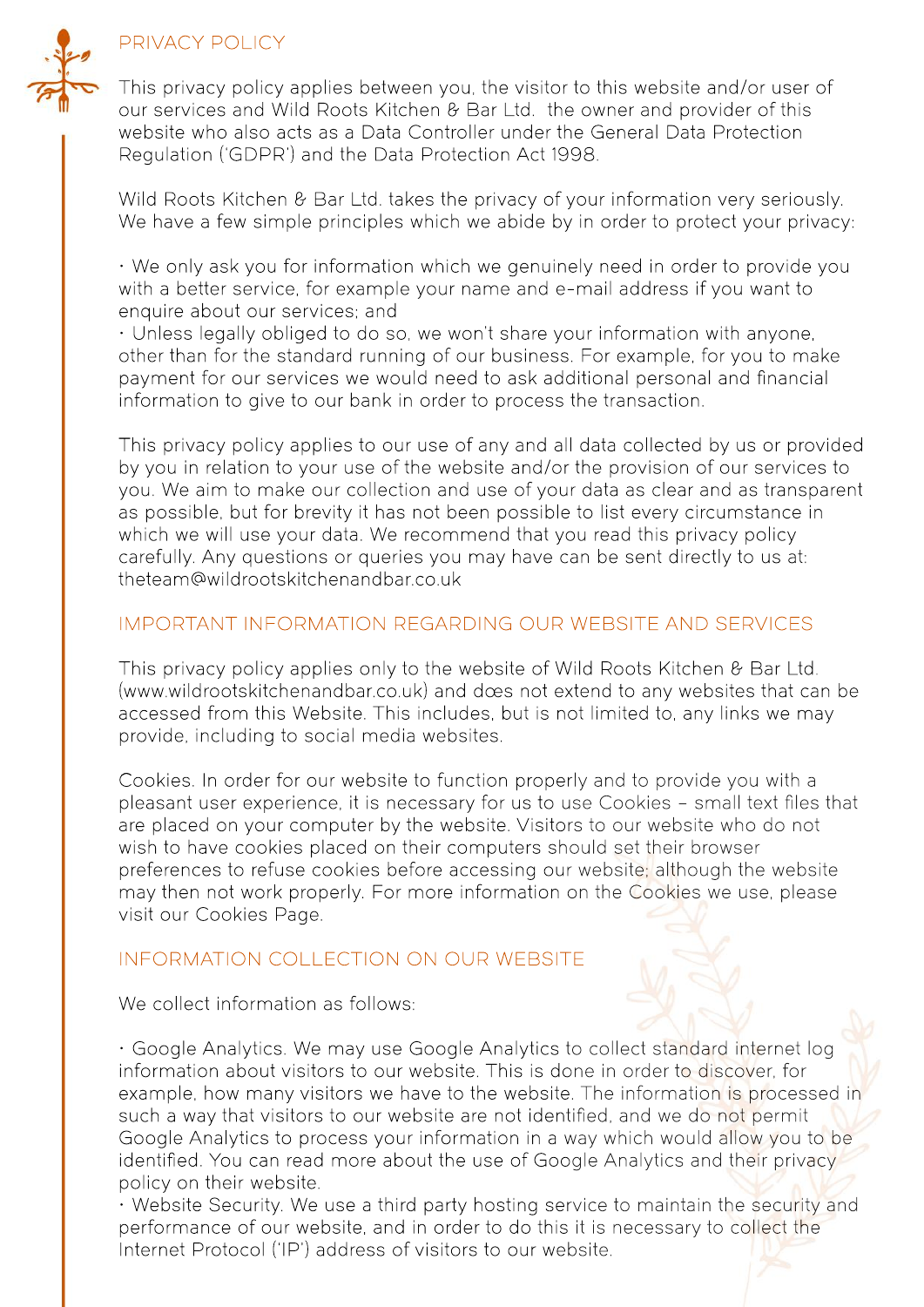# PRIVACY POLICY

This privacy policy applies between you, the visitor to this website and/or user of our services and Wild Roots Kitchen & Bar Ltd. the owner and provider of this website who also acts as a Data Controller under the General Data Protection Regulation ('GDPR') and the Data Protection Act 1998.

Wild Roots Kitchen & Bar Ltd. takes the privacy of your information very seriously. We have a few simple principles which we abide by in order to protect your privacy:

- We only ask you for information which we genuinely need in order to provide you with a better service, for example your name and e-mail address if you want to enquire about our services; and
- Unless legally obliged to do so, we won't share your information with anyone, other than for the standard running of our business. For example, for you to make payment for our services we would need to ask additional personal and financial information to give to our bank in order to process the transaction.

This privacy policy applies to our use of any and all data collected by us or provided by you in relation to your use of the website and/or the provision of our services to you. We aim to make our collection and use of your data as clear and as transparent as possible, but for brevity it has not been possible to list every circumstance in which we will use your data. We recommend that you read this privacy policy carefully. Any questions or queries you may have can be sent directly to us at: theteam@wildrootskitchenandbar.co.uk

## IMPORTANT INFORMATION REGARDING OUR WEBSITE AND SERVICES

This privacy policy applies only to the website of Wild Roots Kitchen & Bar Ltd. (www.wildrootskitchenandbar.co.uk) and dœs not extend to any websites that can be accessed from this Website. This includes, but is not limited to, any links we may provide, including to social media websites.

Cookies. In order for our website to function properly and to provide you with a pleasant user experience, it is necessary for us to use Cookies – small text files that are placed on your computer by the website. Visitors to our website who do not wish to have cookies placed on their computers should set their browser preferences to refuse cookies before accessing our website; although the website may then not work properly. For more information on the Cookies we use, please visit our Cookies Page.

## INFORMATION COLLECTION ON OUR WEBSITE

We collect information as follows:

- Google Analytics. We may use Google Analytics to collect standard internet log information about visitors to our website. This is done in order to discover, for example, how many visitors we have to the website. The information is processed in such a way that visitors to our website are not identified, and we do not permit Google Analytics to process your information in a way which would allow you to be identified. You can read more about the use of Google Analytics and their privacy policy on their website.
- Website Security. We use a third party hosting service to maintain the security and performance of our website, and in order to do this it is necessary to collect the Internet Protocol ('IP') address of visitors to our website.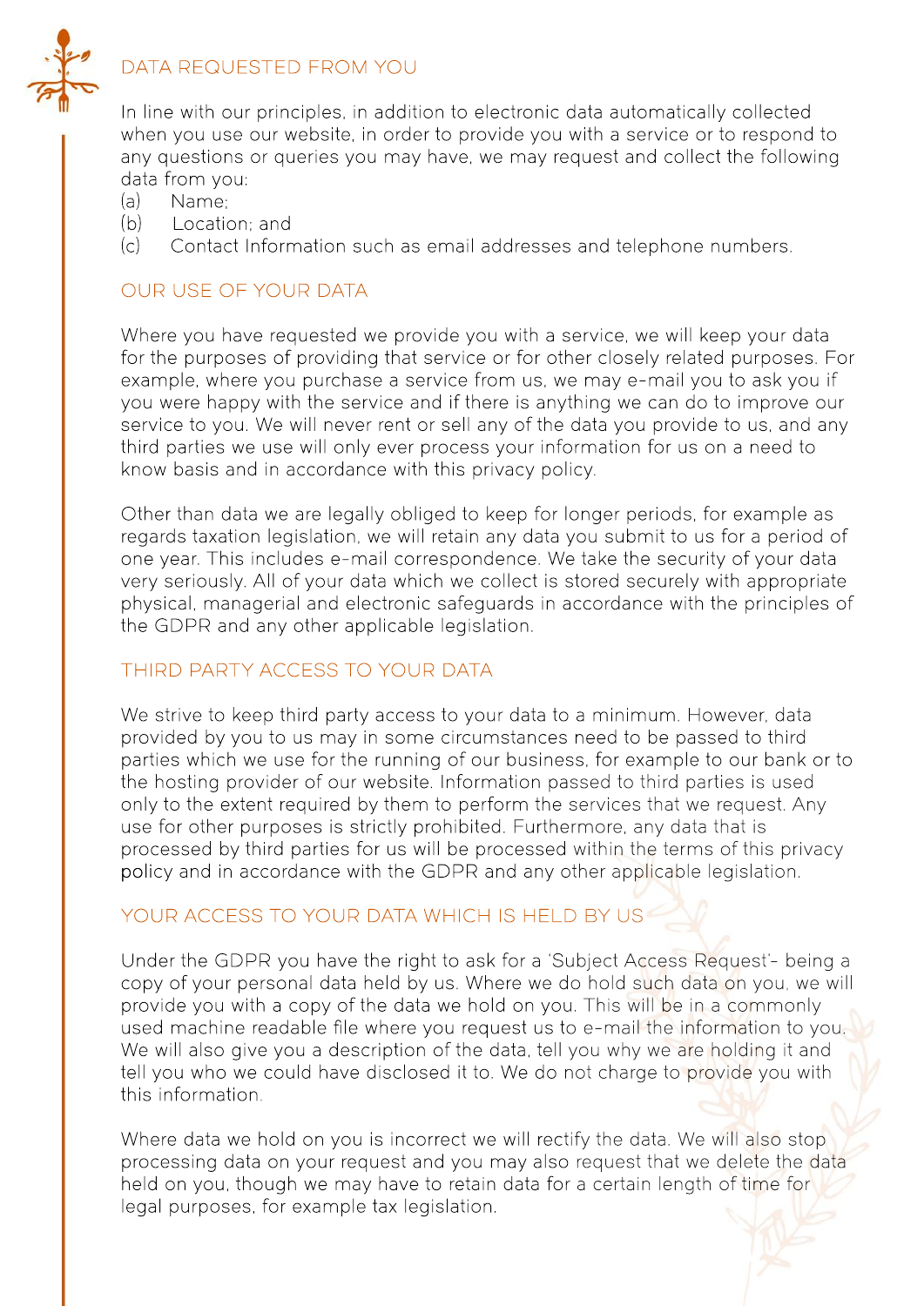## DATA REQUESTED FROM YOU

In line with our principles, in addition to electronic data automatically collected when you use our website, in order to provide you with a service or to respond to any questions or queries you may have, we may request and collect the following data from you:

(a) Name;
(b) Location; and
(c) Contact Information such as email addresses and telephone numbers.

## OUR USE OF YOUR DATA

Where you have requested we provide you with a service, we will keep your data for the purposes of providing that service or for other closely related purposes. For example, where you purchase a service from us, we may e-mail you to ask you if you were happy with the service and if there is anything we can do to improve our service to you. We will never rent or sell any of the data you provide to us, and any third parties we use will only ever process your information for us on a need to know basis and in accordance with this privacy policy.

Other than data we are legally obliged to keep for longer periods, for example as regards taxation legislation, we will retain any data you submit to us for a period of one year. This includes e-mail correspondence. We take the security of your data very seriously. All of your data which we collect is stored securely with appropriate physical, managerial and electronic safeguards in accordance with the principles of the GDPR and any other applicable legislation.

## THIRD PARTY ACCESS TO YOUR DATA

We strive to keep third party access to your data to a minimum. However, data provided by you to us may in some circumstances need to be passed to third parties which we use for the running of our business, for example to our bank or to the hosting provider of our website. Information passed to third parties is used only to the extent required by them to perform the services that we request. Any use for other purposes is strictly prohibited. Furthermore, any data that is processed by third parties for us will be processed within the terms of this privacy policy and in accordance with the GDPR and any other applicable legislation.

## YOUR ACCESS TO YOUR DATA WHICH IS HELD BY US

Under the GDPR you have the right to ask for a 'Subject Access Request'- being a copy of your personal data held by us. Where we do hold such data on you, we will provide you with a copy of the data we hold on you. This will be in a commonly used machine readable file where you request us to e-mail the information to you. We will also give you a description of the data, tell you why we are holding it and tell you who we could have disclosed it to. We do not charge to provide you with this information.

Where data we hold on you is incorrect we will rectify the data. We will also stop processing data on your request and you may also request that we delete the data held on you, though we may have to retain data for a certain length of time for legal purposes, for example tax legislation.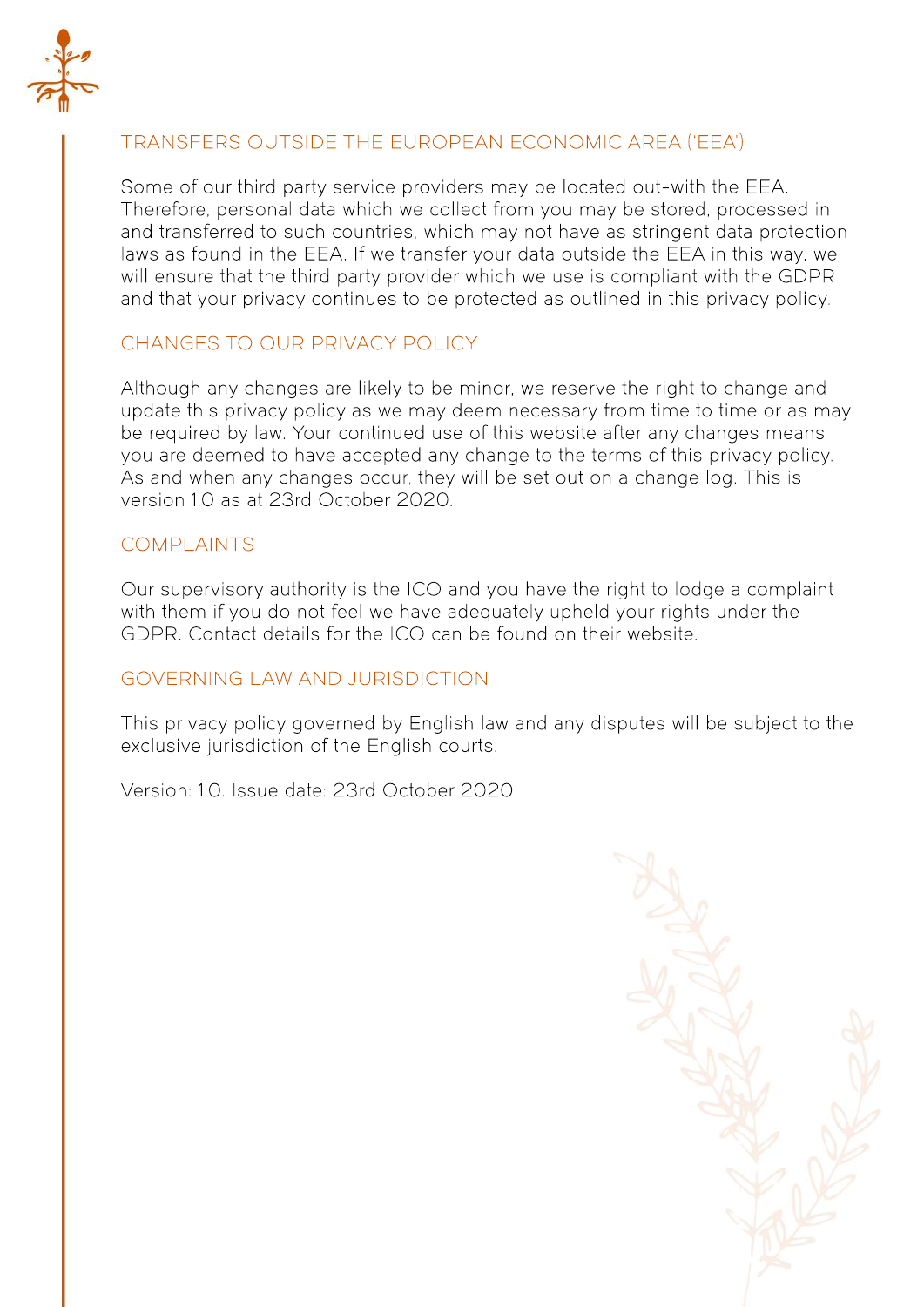## TRANSFERS OUTSIDE THE EUROPEAN ECONOMIC AREA ('EEA')

Some of our third party service providers may be located out-with the EEA. Therefore, personal data which we collect from you may be stored, processed in and transferred to such countries, which may not have as stringent data protection laws as found in the EEA. If we transfer your data outside the EEA in this way, we will ensure that the third party provider which we use is compliant with the GDPR and that your privacy continues to be protected as outlined in this privacy policy.

## CHANGES TO OUR PRIVACY POLICY

Although any changes are likely to be minor, we reserve the right to change and update this privacy policy as we may deem necessary from time to time or as may be required by law. Your continued use of this website after any changes means you are deemed to have accepted any change to the terms of this privacy policy. As and when any changes occur, they will be set out on a change log. This is version 1.0 as at 23rd October 2020.

## COMPLAINTS

Our supervisory authority is the ICO and you have the right to lodge a complaint with them if you do not feel we have adequately upheld your rights under the GDPR. Contact details for the ICO can be found on their website.

## GOVERNING LAW AND JURISDICTION

This privacy policy governed by English law and any disputes will be subject to the exclusive jurisdiction of the English courts.

Version: 1.0. Issue date: 23rd October 2020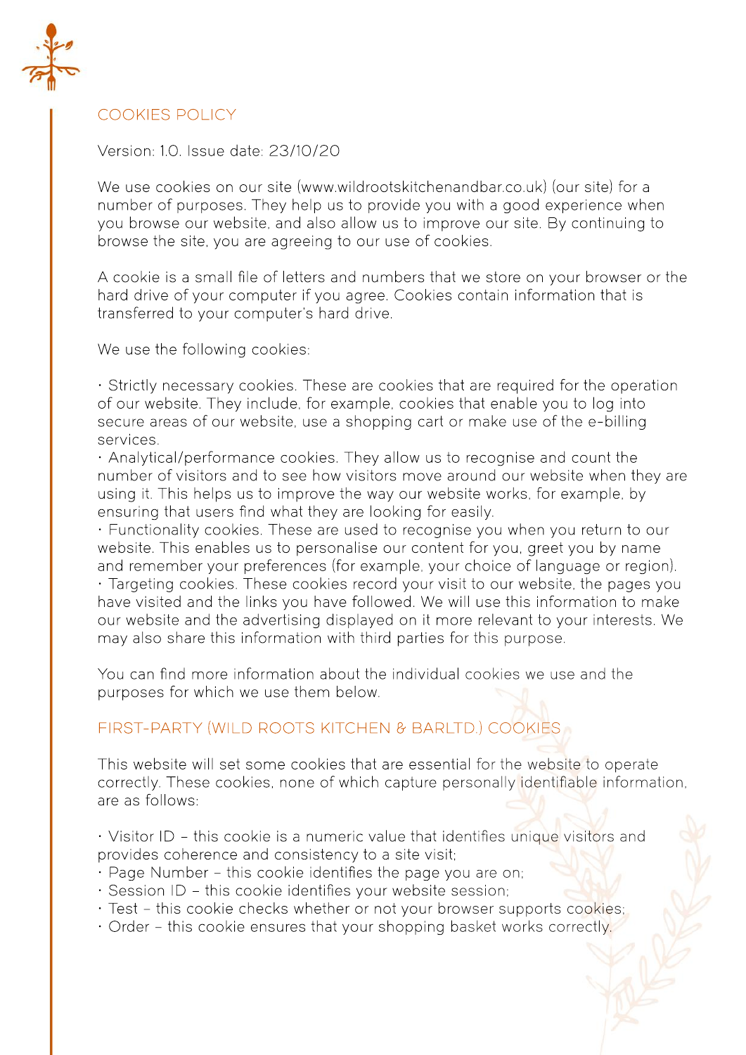## COOKIES POLICY

Version: 1.0. Issue date: 23/10/20

We use cookies on our site (www.wildrootskitchenandbar.co.uk) (our site) for a number of purposes. They help us to provide you with a good experience when you browse our website, and also allow us to improve our site. By continuing to browse the site, you are agreeing to our use of cookies.

A cookie is a small file of letters and numbers that we store on your browser or the hard drive of your computer if you agree. Cookies contain information that is transferred to your computer's hard drive.

We use the following cookies:

- Strictly necessary cookies. These are cookies that are required for the operation of our website. They include, for example, cookies that enable you to log into secure areas of our website, use a shopping cart or make use of the e-billing services.
- Analytical/performance cookies. They allow us to recognise and count the number of visitors and to see how visitors move around our website when they are using it. This helps us to improve the way our website works, for example, by ensuring that users find what they are looking for easily.
- Functionality cookies. These are used to recognise you when you return to our website. This enables us to personalise our content for you, greet you by name and remember your preferences (for example, your choice of language or region).
- Targeting cookies. These cookies record your visit to our website, the pages you have visited and the links you have followed. We will use this information to make our website and the advertising displayed on it more relevant to your interests. We may also share this information with third parties for this purpose.

You can find more information about the individual cookies we use and the purposes for which we use them below.

## FIRST-PARTY (WILD ROOTS KITCHEN & BARLTD.) COOKIES

This website will set some cookies that are essential for the website to operate correctly. These cookies, none of which capture personally identifiable information, are as follows:

- Visitor ID – this cookie is a numeric value that identifies unique visitors and provides coherence and consistency to a site visit;
- Page Number – this cookie identifies the page you are on;
- Session ID – this cookie identifies your website session;
- Test – this cookie checks whether or not your browser supports cookies;
- Order – this cookie ensures that your shopping basket works correctly.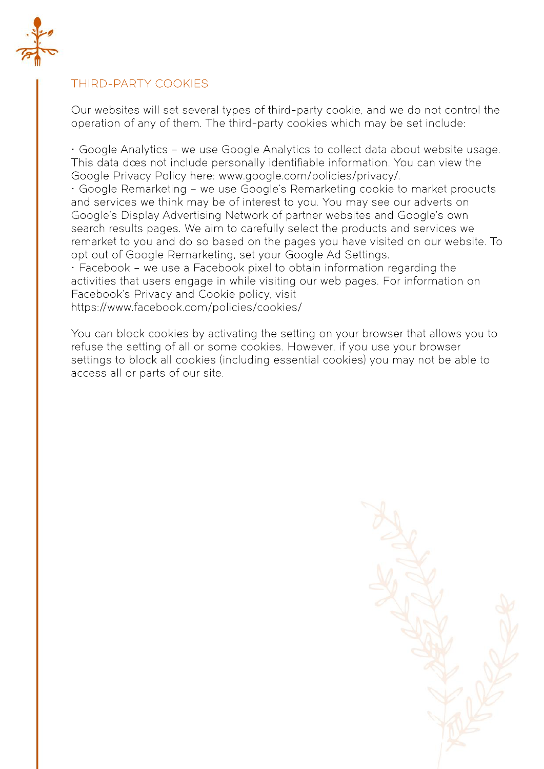## THIRD-PARTY COOKIES

Our websites will set several types of third-party cookie, and we do not control the operation of any of them. The third-party cookies which may be set include:

- Google Analytics – we use Google Analytics to collect data about website usage. This data dœs not include personally identifiable information. You can view the Google Privacy Policy here: www.google.com/policies/privacy/.
- Google Remarketing – we use Google's Remarketing cookie to market products and services we think may be of interest to you. You may see our adverts on Google's Display Advertising Network of partner websites and Google's own search results pages. We aim to carefully select the products and services we remarket to you and do so based on the pages you have visited on our website. To opt out of Google Remarketing, set your Google Ad Settings.
- Facebook – we use a Facebook pixel to obtain information regarding the activities that users engage in while visiting our web pages. For information on Facebook's Privacy and Cookie policy, visit https://www.facebook.com/policies/cookies/

You can block cookies by activating the setting on your browser that allows you to refuse the setting of all or some cookies. However, if you use your browser settings to block all cookies (including essential cookies) you may not be able to access all or parts of our site.